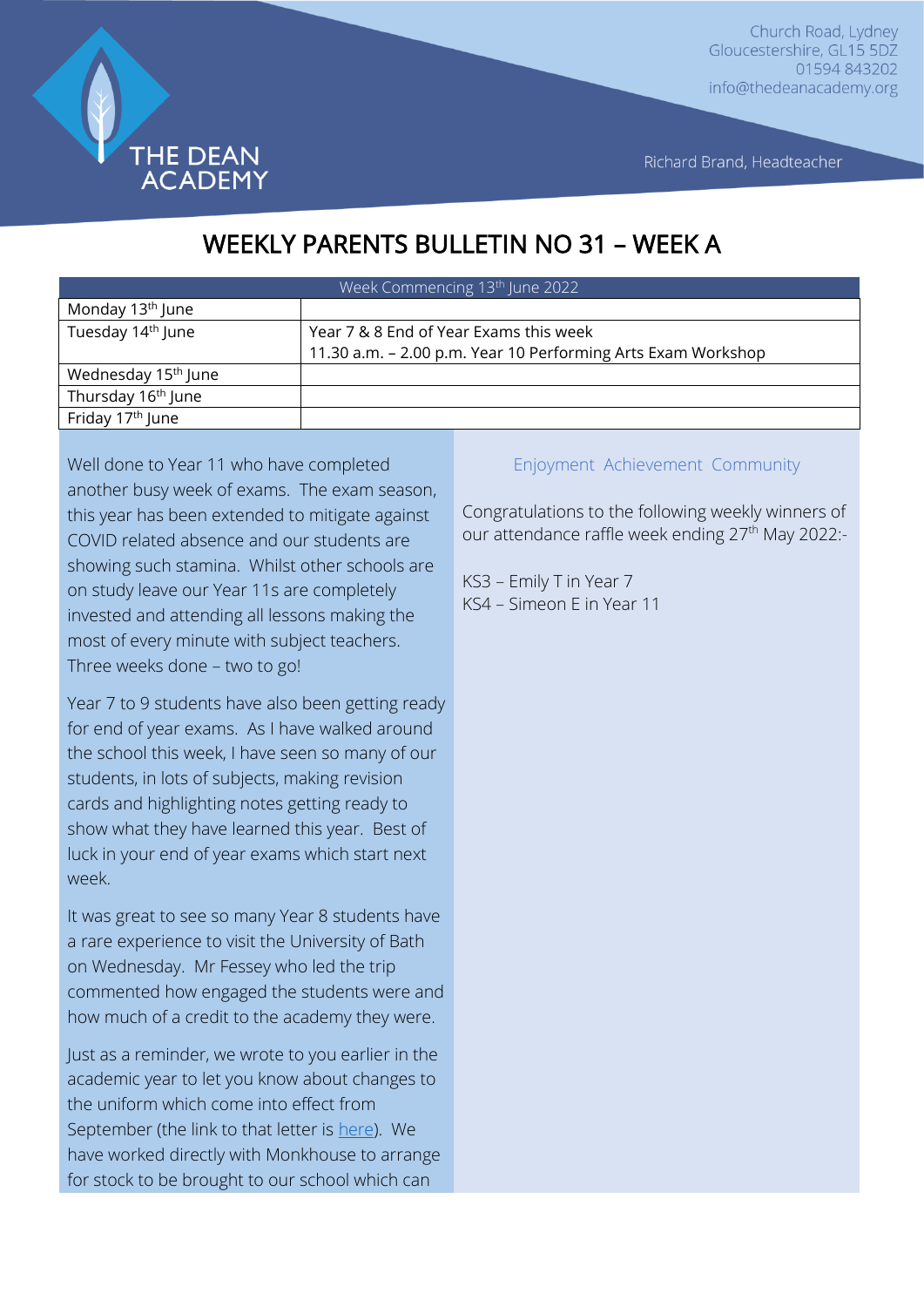THE DEAN ACADEMY

Church Road, Lydney
Gloucestershire, GL15 5DZ
01594 843202
info@thedeanacademy.org

Richard Brand, Headteacher

# WEEKLY PARENTS BULLETIN NO 31 – WEEK A

| Week Commencing 13th June 2022 | |
|---|---|
| Monday 13th June | |
| Tuesday 14th June | Year 7 & 8 End of Year Exams this week<br>11.30 a.m. – 2.00 p.m. Year 10 Performing Arts Exam Workshop |
| Wednesday 15th June | |
| Thursday 16th June | |
| Friday 17th June | |

Well done to Year 11 who have completed another busy week of exams. The exam season, this year has been extended to mitigate against COVID related absence and our students are showing such stamina. Whilst other schools are on study leave our Year 11s are completely invested and attending all lessons making the most of every minute with subject teachers. Three weeks done – two to go!

Year 7 to 9 students have also been getting ready for end of year exams. As I have walked around the school this week, I have seen so many of our students, in lots of subjects, making revision cards and highlighting notes getting ready to show what they have learned this year. Best of luck in your end of year exams which start next week.

It was great to see so many Year 8 students have a rare experience to visit the University of Bath on Wednesday. Mr Fessey who led the trip commented how engaged the students were and how much of a credit to the academy they were.

Just as a reminder, we wrote to you earlier in the academic year to let you know about changes to the uniform which come into effect from September (the link to that letter is here). We have worked directly with Monkhouse to arrange for stock to be brought to our school which can

Enjoyment Achievement Community

Congratulations to the following weekly winners of our attendance raffle week ending 27th May 2022:-

KS3 – Emily T in Year 7
KS4 – Simeon E in Year 11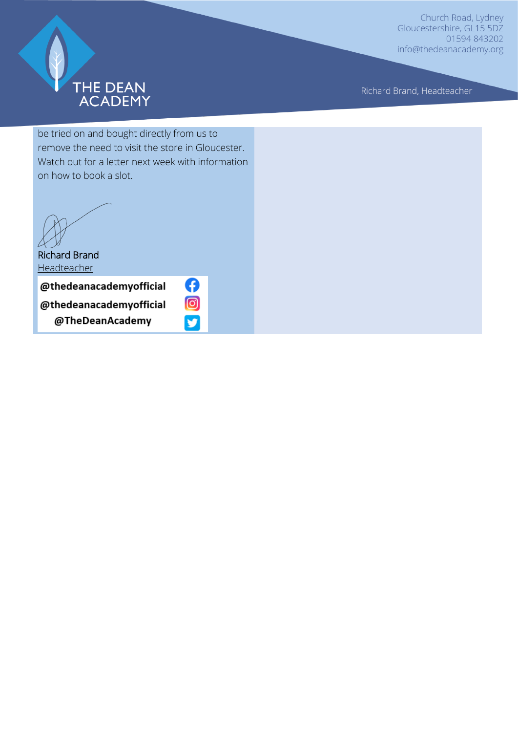be tried on and bought directly from us to remove the need to visit the store in Gloucester. Watch out for a letter next week with information on how to book a slot.

Richard Brand
Headteacher

@thedeanacademyofficial
@thedeanacademyofficial
@TheDeanAcademy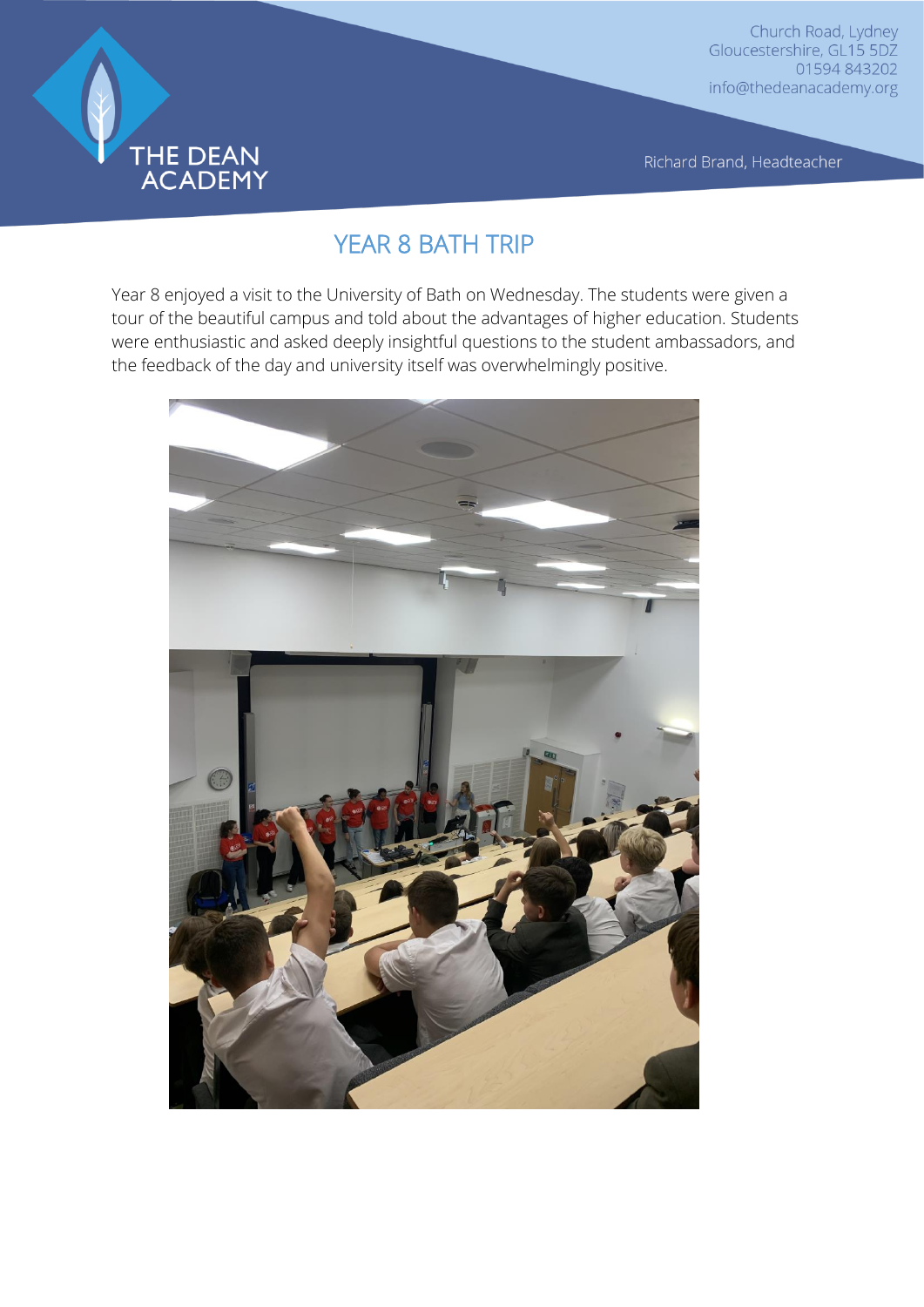# YEAR 8 BATH TRIP

Year 8 enjoyed a visit to the University of Bath on Wednesday. The students were given a tour of the beautiful campus and told about the advantages of higher education. Students were enthusiastic and asked deeply insightful questions to the student ambassadors, and the feedback of the day and university itself was overwhelmingly positive.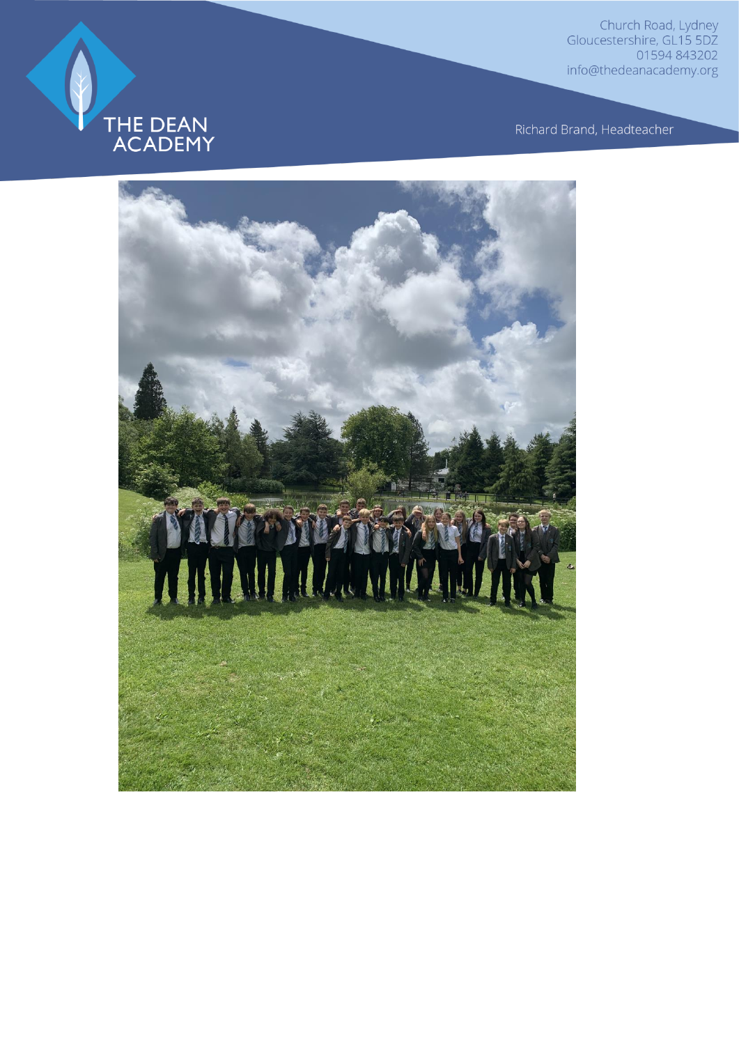THE DEAN ACADEMY

Church Road, Lydney
Gloucestershire, GL15 5DZ
01594 843202
info@thedeanacademy.org

Richard Brand, Headteacher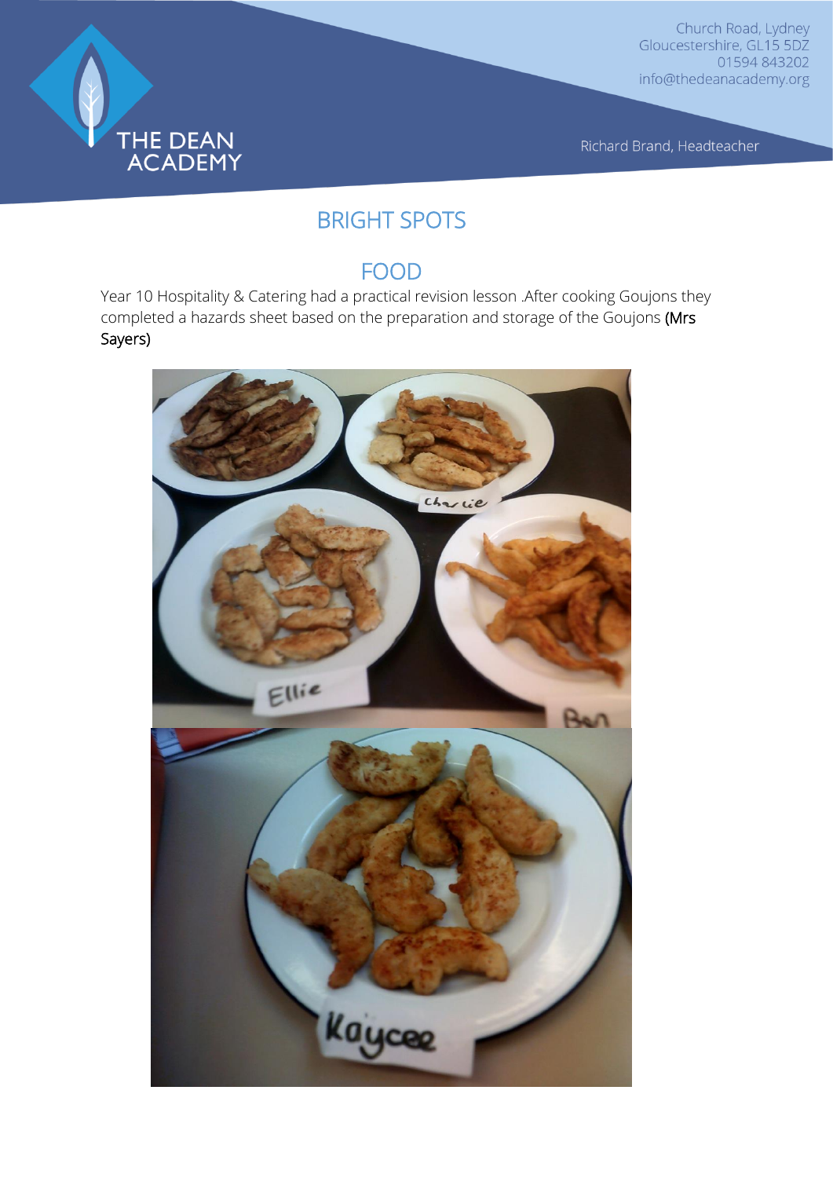# BRIGHT SPOTS

## FOOD

Year 10 Hospitality & Catering had a practical revision lesson .After cooking Goujons they completed a hazards sheet based on the preparation and storage of the Goujons (Mrs Sayers)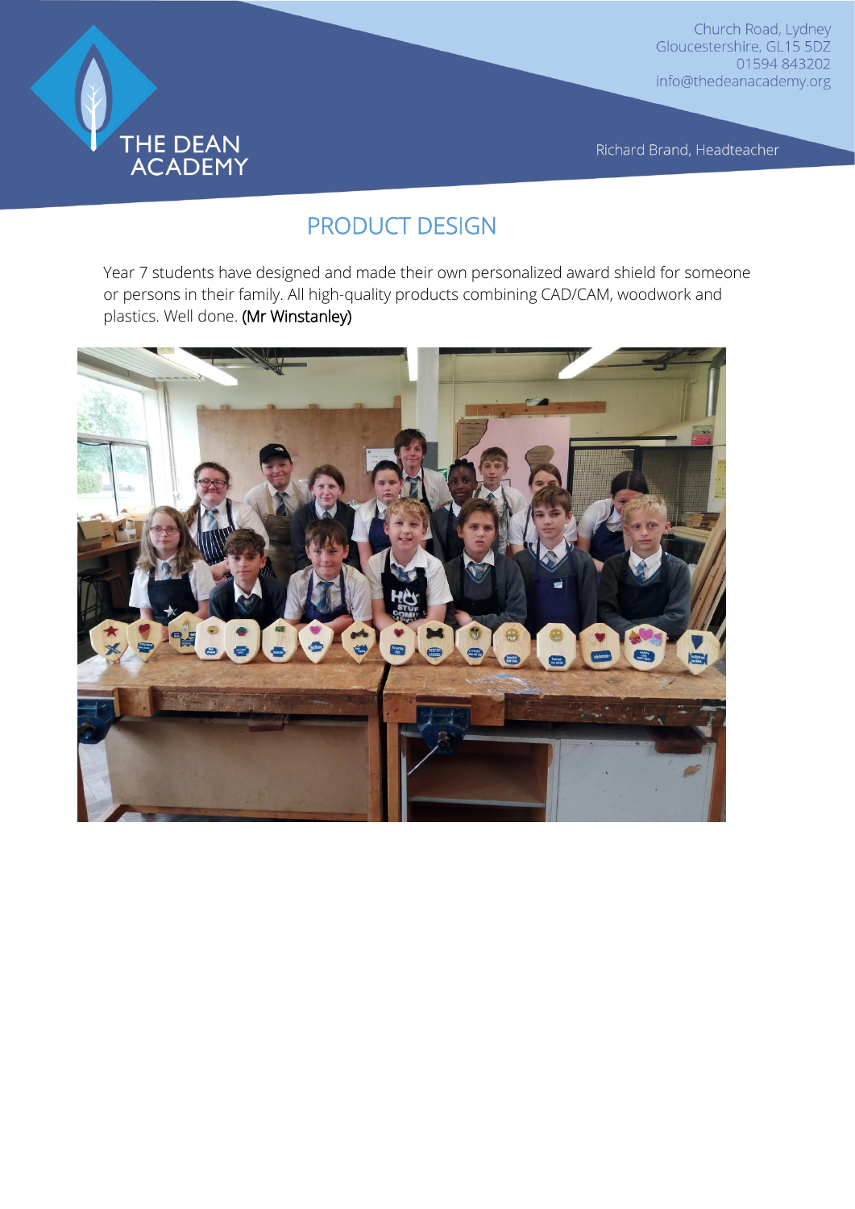## PRODUCT DESIGN

Year 7 students have designed and made their own personalized award shield for someone or persons in their family. All high-quality products combining CAD/CAM, woodwork and plastics. Well done. (Mr Winstanley)